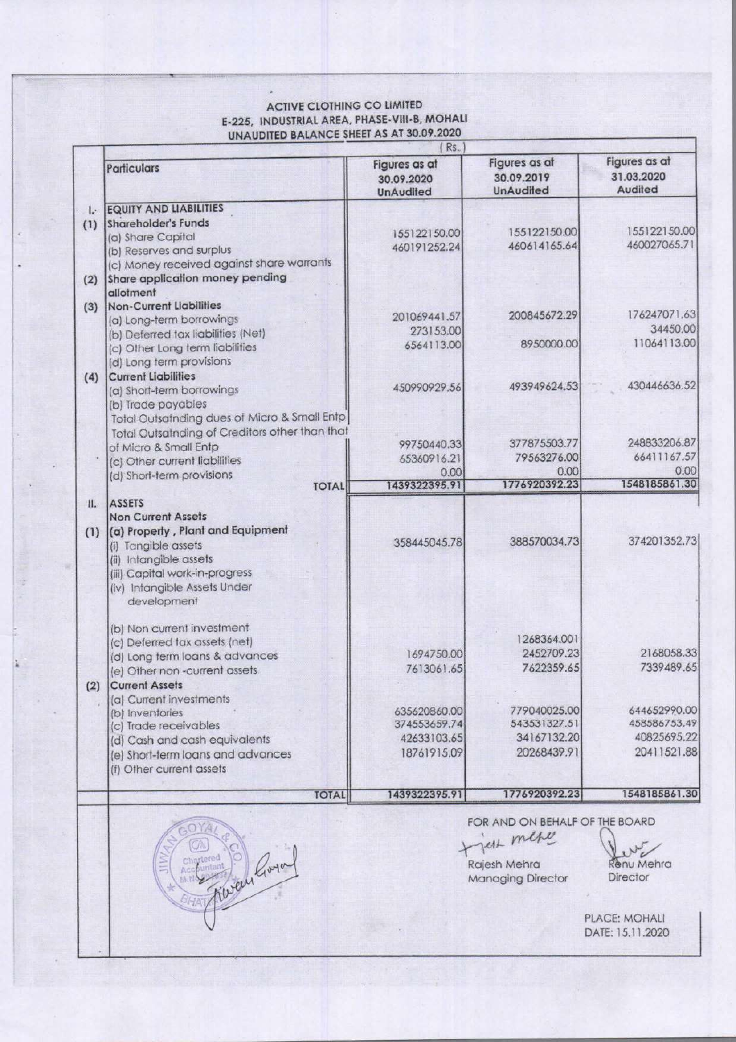# ACTIVE CLOTHING CO LIMITED

## E-225, INDUSTRIAL AREA, PHASE-VIII-B, MOHALI

## UNAUDITED BALANCE SHEET AS AT 30.09.2020

(Rs.)

| | Particulars | Figures as at 30.09.2020 UnAudited | Figures as at 30.09.2019 UnAudited | Figures as at 31.03.2020 Audited |
|---|---|---|---|---|
| I. | EQUITY AND LIABILITIES | | | |
| (1) | Shareholder's Funds | | | |
| | (a) Share Capital | 155122150.00 | 155122150.00 | 155122150.00 |
| | (b) Reserves and surplus | 460191252.24 | 460614165.64 | 460027065.71 |
| | (c) Money received against share warrants | | | |
| (2) | Share application money pending allotment | | | |
| (3) | Non-Current Liabilities | | | |
| | (a) Long-term borrowings | 201069441.57 | 200845672.29 | 176247071.63 |
| | (b) Deferred tax liabilities (Net) | 273153.00 | | 34450.00 |
| | (c) Other Long term liabilities | 6564113.00 | 8950000.00 | 11064113.00 |
| | (d) Long term provisions | | | |
| (4) | Current Liabilities | | | |
| | (a) Short-term borrowings | 450990929.56 | 493949624.53 | 430446636.52 |
| | (b) Trade payables | | | |
| | Total Outsatnding dues of Micro & Small Entp | | | |
| | Total Outsatnding of Creditors other than that of Micro & Small Entp | 99750440.33 | 377875503.77 | 248833206.87 |
| | (c) Other current liabilities | 65360916.21 | 79563276.00 | 66411167.57 |
| | (d) Short-term provisions | 0.00 | 0.00 | 0.00 |
| | TOTAL | 1439322395.91 | 1776920392.23 | 1548185861.30 |
| II. | ASSETS | | | |
| | Non Current Assets | | | |
| (1) | (a) Property , Plant and Equipment | | | |
| | (i) Tangible assets | 358445045.78 | 388570034.73 | 374201352.73 |
| | (ii) Intangible assets | | | |
| | (iii) Capital work-in-progress | | | |
| | (iv) Intangible Assets Under development | | | |
| | (b) Non current investment | | | |
| | (c) Deferred tax assets (net) | | 1268364.00 | |
| | (d) Long term loans & advances | 1694750.00 | 2452709.23 | 2168058.33 |
| | (e) Other non -current assets | 7613061.65 | 7622359.65 | 7339489.65 |
| (2) | Current Assets | | | |
| | (a) Current investments | | | |
| | (b) Inventories | 635620860.00 | 779040025.00 | 644652990.00 |
| | (c) Trade receivables | 374553659.74 | 543531327.51 | 458586753.49 |
| | (d) Cash and cash equivalents | 42633103.65 | 34167132.20 | 40825695.22 |
| | (e) Short-term loans and advances | 18761915.09 | 20268439.91 | 20411521.88 |
| | (f) Other current assets | | | |
| | TOTAL | 1439322395.91 | 1776920392.23 | 1548185861.30 |

FOR AND ON BEHALF OF THE BOARD

Rajesh Mehra
Managing Director

Renu Mehra
Director

PLACE: MOHALI
DATE: 15.11.2020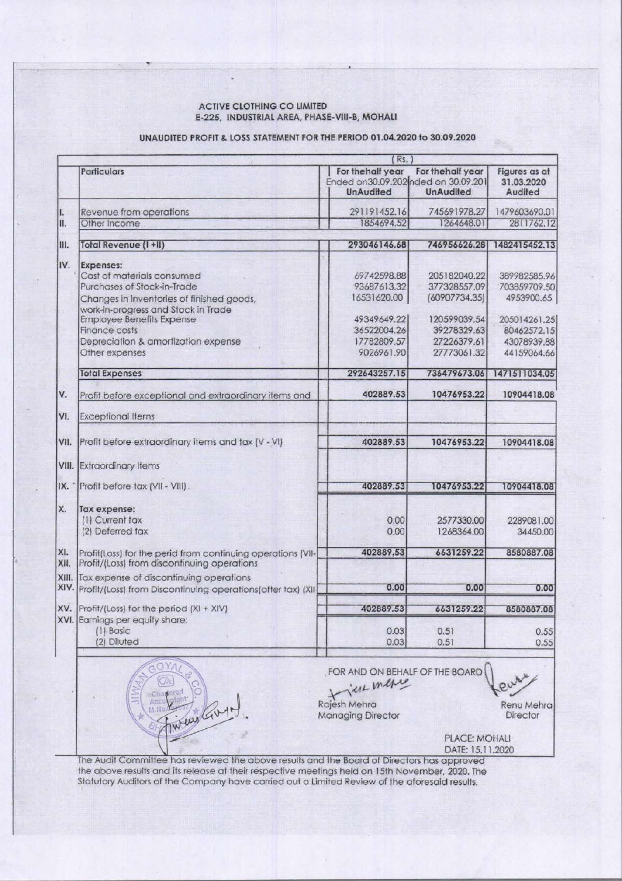ACTIVE CLOTHING CO LIMITED
E-225, INDUSTRIAL AREA, PHASE-VIII-B, MOHALI

## UNAUDITED PROFIT & LOSS STATEMENT FOR THE PERIOD 01.04.2020 to 30.09.2020

(Rs.)

| | Particulars | For the half year Ended on 30.09.2020 UnAudited | For the half year Ended on 30.09.2019 UnAudited | Figures as at 31.03.2020 Audited |
|---|---|---|---|---|
| I. | Revenue from operations | 291191452.16 | 745691978.27 | 1479603690.01 |
| II. | Other Income | 1854694.52 | 1264648.01 | 2811762.12 |
| III. | Total Revenue (I +II) | 293046146.68 | 746956626.28 | 1482415452.13 |
| IV. | Expenses: | | | |
| | Cost of materials consumed | 69742598.88 | 205182040.22 | 389982585.96 |
| | Purchases of Stock-in-Trade | 93687613.32 | 377328557.09 | 703859709.50 |
| | Changes in inventories of finished goods, work-in-progress and Stock in Trade | 16531620.00 | (60907734.35) | 4953900.65 |
| | Employee Benefits Expense | 49349649.22 | 120599039.54 | 205014261.25 |
| | Finance costs | 36522004.26 | 39278329.63 | 80462572.15 |
| | Depreciation & amortization expense | 17782809.57 | 27226379.61 | 43078939.88 |
| | Other expenses | 9026961.90 | 27773061.32 | 44159064.66 |
| | Total Expenses | 292643257.15 | 736479673.06 | 1471511034.05 |
| V. | Profit before exceptional and extraordinary items and | 402889.53 | 10476953.22 | 10904418.08 |
| VI. | Exceptional Items | | | |
| VII. | Profit before extraordinary items and tax (V - VI) | 402889.53 | 10476953.22 | 10904418.08 |
| VIII. | Extraordinary Items | | | |
| IX. | Profit before tax (VII - VIII) | 402889.53 | 10476953.22 | 10904418.08 |
| X. | Tax expense: | | | |
| | (1) Current tax | 0.00 | 2577330.00 | 2289081.00 |
| | (2) Deferred tax | 0.00 | 1268364.00 | 34450.00 |
| XI. | Profit(Loss) for the perid from continuing operations (VII- | 402889.53 | 6631259.22 | 8580887.08 |
| XII. | Profit/(Loss) from discontinuing operations | | | |
| XIII. | Tax expense of discontinuing operations | | | |
| XIV. | Profit/(Loss) from Discontinuing operations(after tax) (XII | 0.00 | 0.00 | 0.00 |
| XV. | Profit/(Loss) for the period (XI + XIV) | 402889.53 | 6631259.22 | 8580887.08 |
| XVI. | Earnings per equity share: | | | |
| | (1) Basic | 0.03 | 0.51 | 0.55 |
| | (2) Diluted | 0.03 | 0.51 | 0.55 |

FOR AND ON BEHALF OF THE BOARD

Rajesh Mehra
Managing Director

Renu Mehra
Director

PLACE: MOHALI
DATE: 15.11.2020

The Audit Committee has reviewed the above results and the Board of Directors has approved the above results and its release at their respective meetings held on 15th November, 2020. The Statutory Auditors of the Company have carried out a Limited Review of the aforesaid results.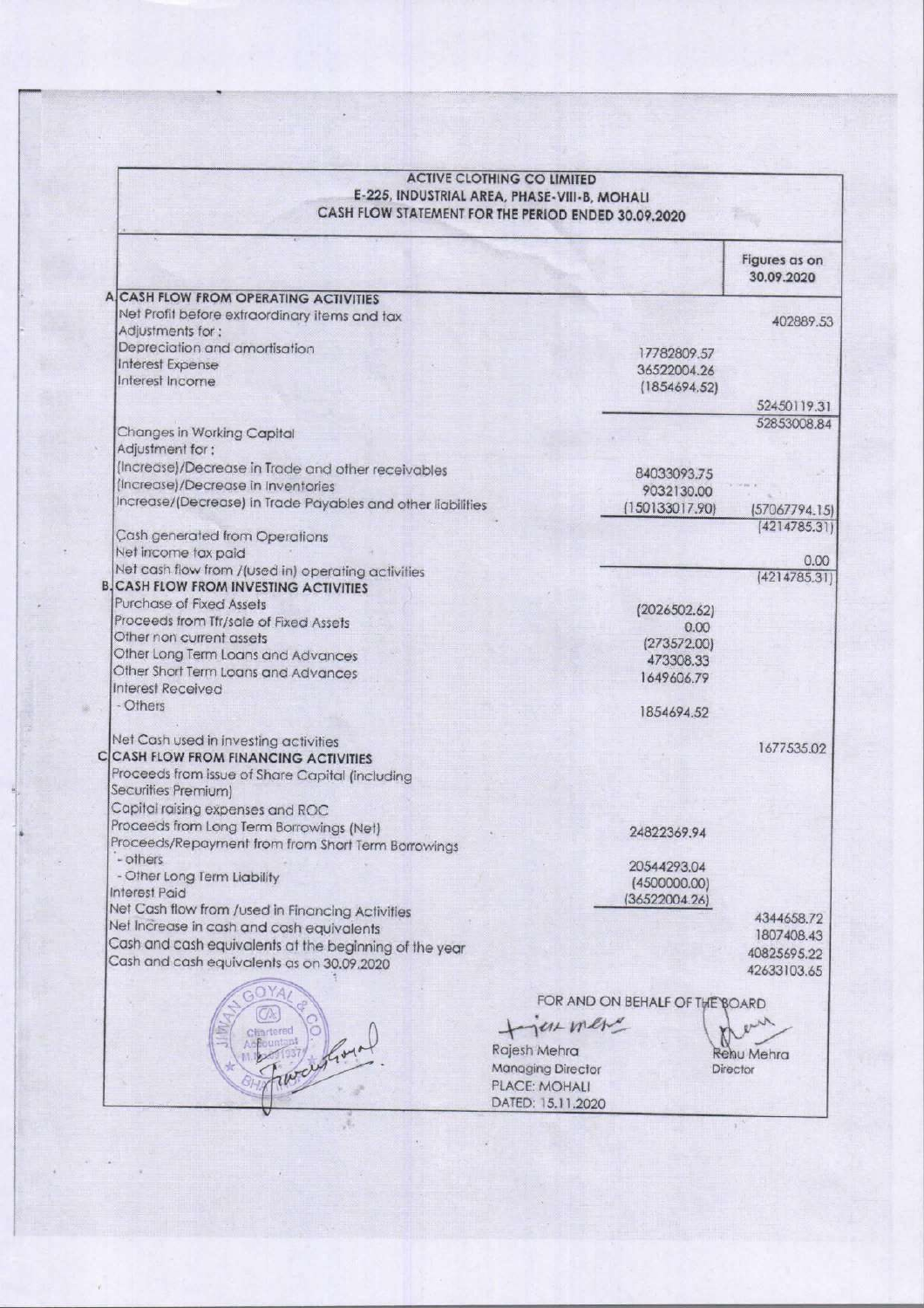# ACTIVE CLOTHING CO LIMITED

## E-225, INDUSTRIAL AREA, PHASE-VIII-B, MOHALI

## CASH FLOW STATEMENT FOR THE PERIOD ENDED 30.09.2020

| | | | Figures as on 30.09.2020 |
|---|---|---|---|
| **A** | **CASH FLOW FROM OPERATING ACTIVITIES** | | |
| | Net Profit before extraordinary items and tax | | 402889.53 |
| | Adjustments for : | | |
| | Depreciation and amortisation | 17782809.57 | |
| | Interest Expense | 36522004.26 | |
| | Interest Income | (1854694.52) | |
| | | | 52450119.31 |
| | | | 52853008.84 |
| | Changes in Working Capital | | |
| | Adjustment for : | | |
| | (Increase)/Decrease in Trade and other receivables | 84033093.75 | |
| | (Increase)/Decrease in inventories | 9032130.00 | |
| | Increase/(Decrease) in Trade Payables and other liabilities | (150133017.90) | (57067794.15) |
| | Cash generated from Operations | | (4214785.31) |
| | Net income tax paid | | 0.00 |
| | Net cash flow from /(used in) operating activities | | (4214785.31) |
| **B** | **CASH FLOW FROM INVESTING ACTIVITIES** | | |
| | Purchase of Fixed Assets | (2026502.62) | |
| | Proceeds from Tfr/sale of Fixed Assets | 0.00 | |
| | Other non current assets | (273572.00) | |
| | Other Long Term Loans and Advances | 473308.33 | |
| | Other Short Term Loans and Advances | 1649606.79 | |
| | Interest Received | | |
| | - Others | 1854694.52 | |
| | Net Cash used in investing activities | | 1677535.02 |
| **C** | **CASH FLOW FROM FINANCING ACTIVITIES** | | |
| | Proceeds from issue of Share Capital (including Securities Premium) | | |
| | Capital raising expenses and ROC | | |
| | Proceeds from Long Term Borrowings (Net) | 24822369.94 | |
| | Proceeds/Repayment from from Short Term Borrowings | | |
| | - others | 20544293.04 | |
| | - Other Long Term Liability | (4500000.00) | |
| | Interest Paid | (36522004.26) | |
| | Net Cash flow from /used in Financing Activities | | 4344658.72 |
| | Net Increase in cash and cash equivalents | | 1807408.43 |
| | Cash and cash equivalents at the beginning of the year | | 40825695.22 |
| | Cash and cash equivalents as on 30.09.2020 | | 42633103.65 |

FOR AND ON BEHALF OF THE BOARD

Rajesh Mehra
Managing Director

Renu Mehra
Director

PLACE: MOHALI
DATED: 15.11.2020

JIWAN GOYAL & CO.
Chartered Accountants